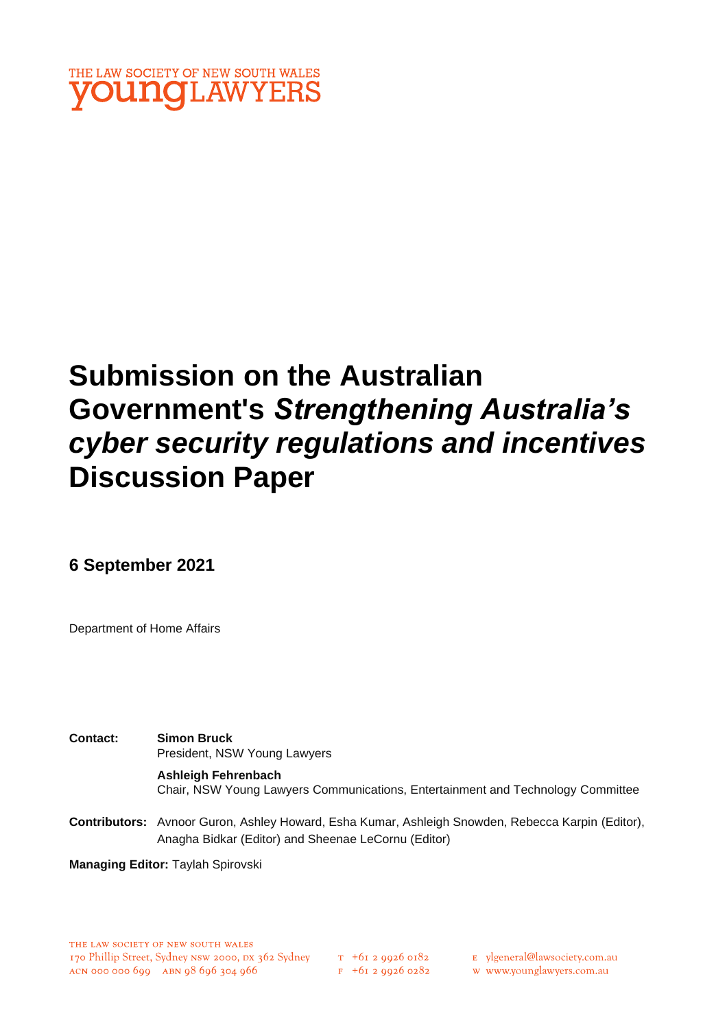THE LAW SOCIETY OF NEW SOUTH WALES
**young**LAWYERS

# Submission on the Australian Government's *Strengthening Australia's cyber security regulations and incentives* Discussion Paper

**6 September 2021**

Department of Home Affairs

**Contact:** **Simon Bruck**
President, NSW Young Lawyers

**Ashleigh Fehrenbach**
Chair, NSW Young Lawyers Communications, Entertainment and Technology Committee

**Contributors:** Avnoor Guron, Ashley Howard, Esha Kumar, Ashleigh Snowden, Rebecca Karpin (Editor), Anagha Bidkar (Editor) and Sheenae LeCornu (Editor)

**Managing Editor:** Taylah Spirovski

THE LAW SOCIETY OF NEW SOUTH WALES
170 Phillip Street, Sydney NSW 2000, DX 362 Sydney
ACN 000 000 699 ABN 98 696 304 966

T +61 2 9926 0182
F +61 2 9926 0282

E ylgeneral@lawsociety.com.au
W www.younglawyers.com.au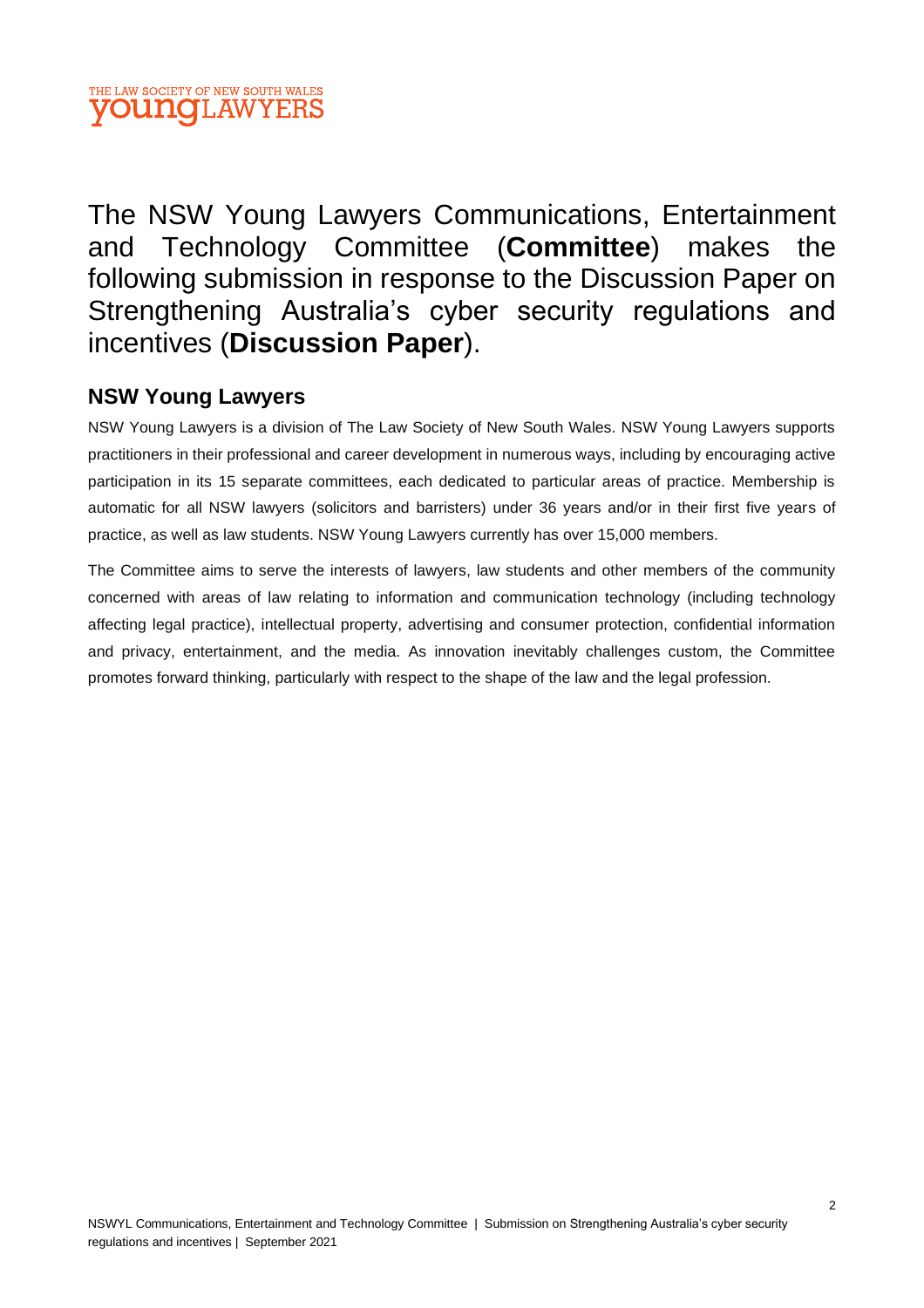The NSW Young Lawyers Communications, Entertainment and Technology Committee (**Committee**) makes the following submission in response to the Discussion Paper on Strengthening Australia's cyber security regulations and incentives (**Discussion Paper**).

## NSW Young Lawyers

NSW Young Lawyers is a division of The Law Society of New South Wales. NSW Young Lawyers supports practitioners in their professional and career development in numerous ways, including by encouraging active participation in its 15 separate committees, each dedicated to particular areas of practice. Membership is automatic for all NSW lawyers (solicitors and barristers) under 36 years and/or in their first five years of practice, as well as law students. NSW Young Lawyers currently has over 15,000 members.

The Committee aims to serve the interests of lawyers, law students and other members of the community concerned with areas of law relating to information and communication technology (including technology affecting legal practice), intellectual property, advertising and consumer protection, confidential information and privacy, entertainment, and the media. As innovation inevitably challenges custom, the Committee promotes forward thinking, particularly with respect to the shape of the law and the legal profession.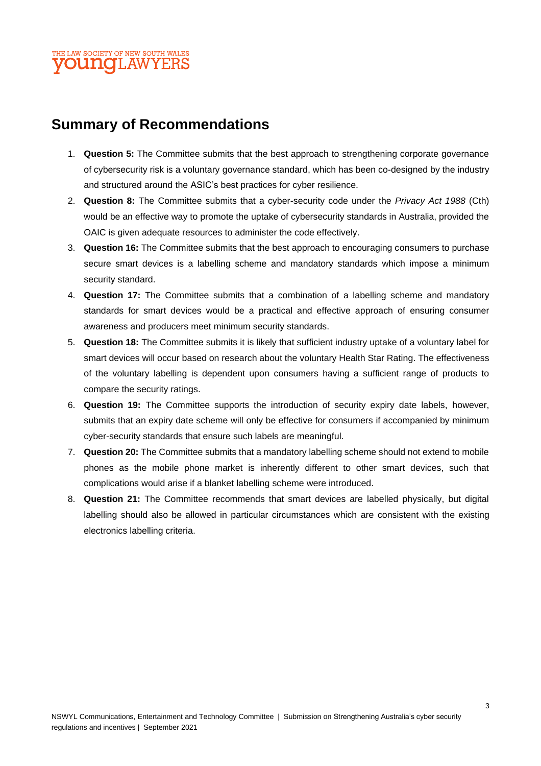## Summary of Recommendations

1. **Question 5:** The Committee submits that the best approach to strengthening corporate governance of cybersecurity risk is a voluntary governance standard, which has been co-designed by the industry and structured around the ASIC's best practices for cyber resilience.
2. **Question 8:** The Committee submits that a cyber-security code under the *Privacy Act 1988* (Cth) would be an effective way to promote the uptake of cybersecurity standards in Australia, provided the OAIC is given adequate resources to administer the code effectively.
3. **Question 16:** The Committee submits that the best approach to encouraging consumers to purchase secure smart devices is a labelling scheme and mandatory standards which impose a minimum security standard.
4. **Question 17:** The Committee submits that a combination of a labelling scheme and mandatory standards for smart devices would be a practical and effective approach of ensuring consumer awareness and producers meet minimum security standards.
5. **Question 18:** The Committee submits it is likely that sufficient industry uptake of a voluntary label for smart devices will occur based on research about the voluntary Health Star Rating. The effectiveness of the voluntary labelling is dependent upon consumers having a sufficient range of products to compare the security ratings.
6. **Question 19:** The Committee supports the introduction of security expiry date labels, however, submits that an expiry date scheme will only be effective for consumers if accompanied by minimum cyber-security standards that ensure such labels are meaningful.
7. **Question 20:** The Committee submits that a mandatory labelling scheme should not extend to mobile phones as the mobile phone market is inherently different to other smart devices, such that complications would arise if a blanket labelling scheme were introduced.
8. **Question 21:** The Committee recommends that smart devices are labelled physically, but digital labelling should also be allowed in particular circumstances which are consistent with the existing electronics labelling criteria.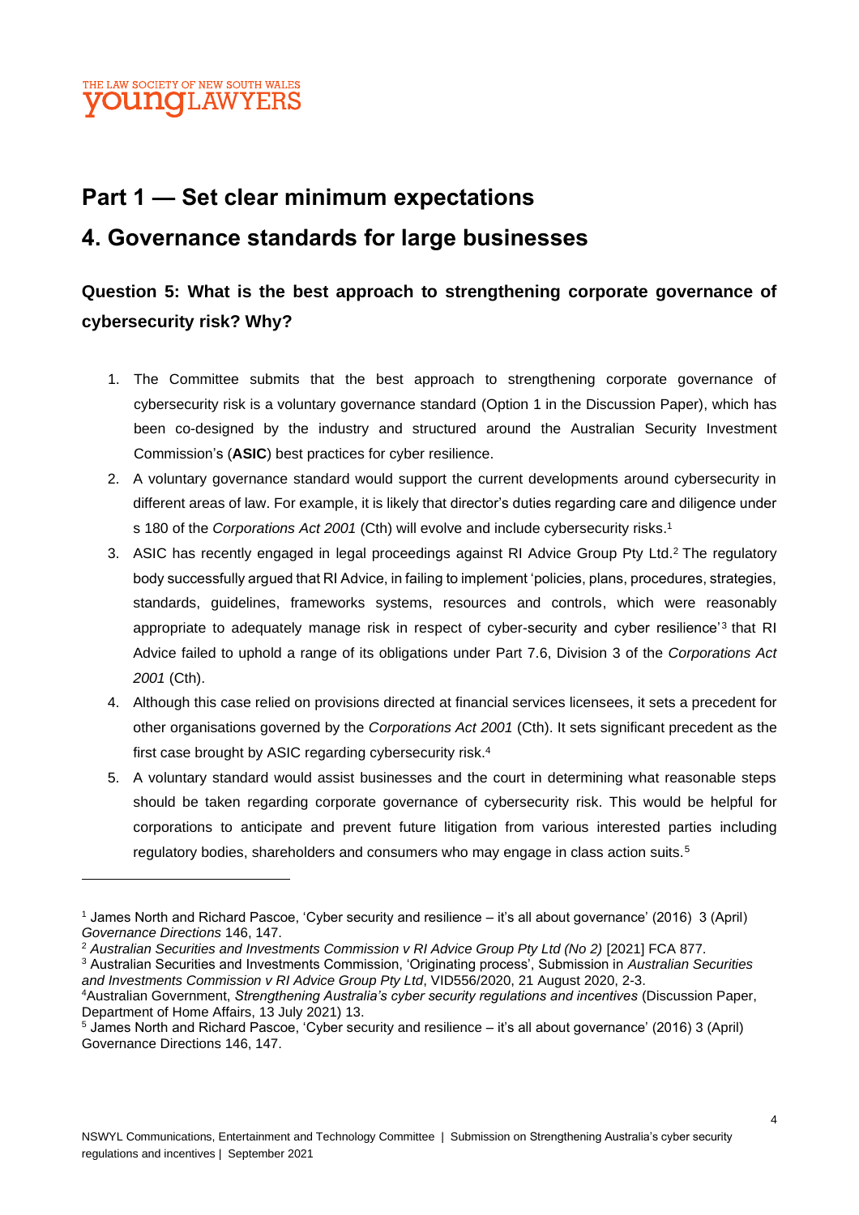# Part 1 — Set clear minimum expectations

# 4. Governance standards for large businesses

### Question 5: What is the best approach to strengthening corporate governance of cybersecurity risk? Why?

1. The Committee submits that the best approach to strengthening corporate governance of cybersecurity risk is a voluntary governance standard (Option 1 in the Discussion Paper), which has been co-designed by the industry and structured around the Australian Security Investment Commission's (**ASIC**) best practices for cyber resilience.
2. A voluntary governance standard would support the current developments around cybersecurity in different areas of law. For example, it is likely that director's duties regarding care and diligence under s 180 of the *Corporations Act 2001* (Cth) will evolve and include cybersecurity risks.[1]
3. ASIC has recently engaged in legal proceedings against RI Advice Group Pty Ltd.[2] The regulatory body successfully argued that RI Advice, in failing to implement 'policies, plans, procedures, strategies, standards, guidelines, frameworks systems, resources and controls, which were reasonably appropriate to adequately manage risk in respect of cyber-security and cyber resilience'[3] that RI Advice failed to uphold a range of its obligations under Part 7.6, Division 3 of the *Corporations Act 2001* (Cth).
4. Although this case relied on provisions directed at financial services licensees, it sets a precedent for other organisations governed by the *Corporations Act 2001* (Cth). It sets significant precedent as the first case brought by ASIC regarding cybersecurity risk.[4]
5. A voluntary standard would assist businesses and the court in determining what reasonable steps should be taken regarding corporate governance of cybersecurity risk. This would be helpful for corporations to anticipate and prevent future litigation from various interested parties including regulatory bodies, shareholders and consumers who may engage in class action suits.[5]

---

[1] James North and Richard Pascoe, 'Cyber security and resilience – it's all about governance' (2016) 3 (April) *Governance Directions* 146, 147.

[2] *Australian Securities and Investments Commission v RI Advice Group Pty Ltd (No 2)* [2021] FCA 877.

[3] Australian Securities and Investments Commission, 'Originating process', Submission in *Australian Securities and Investments Commission v RI Advice Group Pty Ltd*, VID556/2020, 21 August 2020, 2-3.

[4] Australian Government, *Strengthening Australia's cyber security regulations and incentives* (Discussion Paper, Department of Home Affairs, 13 July 2021) 13.

[5] James North and Richard Pascoe, 'Cyber security and resilience – it's all about governance' (2016) 3 (April) Governance Directions 146, 147.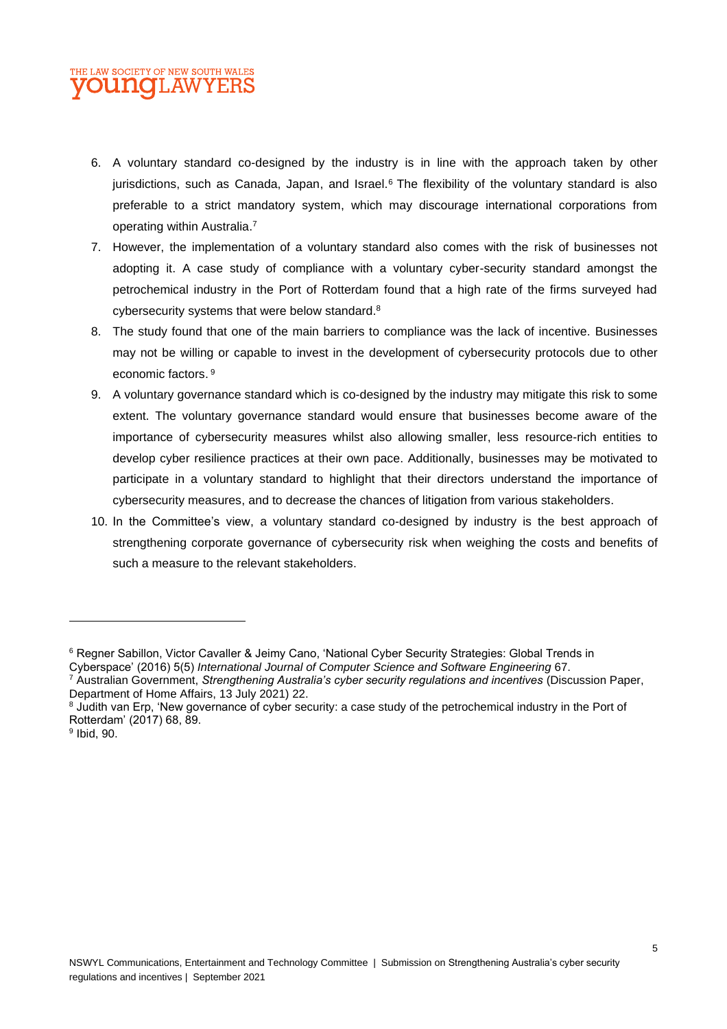6. A voluntary standard co-designed by the industry is in line with the approach taken by other jurisdictions, such as Canada, Japan, and Israel.[6] The flexibility of the voluntary standard is also preferable to a strict mandatory system, which may discourage international corporations from operating within Australia.[7]
7. However, the implementation of a voluntary standard also comes with the risk of businesses not adopting it. A case study of compliance with a voluntary cyber-security standard amongst the petrochemical industry in the Port of Rotterdam found that a high rate of the firms surveyed had cybersecurity systems that were below standard.[8]
8. The study found that one of the main barriers to compliance was the lack of incentive. Businesses may not be willing or capable to invest in the development of cybersecurity protocols due to other economic factors. [9]
9. A voluntary governance standard which is co-designed by the industry may mitigate this risk to some extent. The voluntary governance standard would ensure that businesses become aware of the importance of cybersecurity measures whilst also allowing smaller, less resource-rich entities to develop cyber resilience practices at their own pace. Additionally, businesses may be motivated to participate in a voluntary standard to highlight that their directors understand the importance of cybersecurity measures, and to decrease the chances of litigation from various stakeholders.
10. In the Committee's view, a voluntary standard co-designed by industry is the best approach of strengthening corporate governance of cybersecurity risk when weighing the costs and benefits of such a measure to the relevant stakeholders.

---

[6] Regner Sabillon, Victor Cavaller & Jeimy Cano, 'National Cyber Security Strategies: Global Trends in Cyberspace' (2016) 5(5) *International Journal of Computer Science and Software Engineering* 67.

[7] Australian Government, *Strengthening Australia's cyber security regulations and incentives* (Discussion Paper, Department of Home Affairs, 13 July 2021) 22.

[8] Judith van Erp, 'New governance of cyber security: a case study of the petrochemical industry in the Port of Rotterdam' (2017) 68, 89.

[9] Ibid, 90.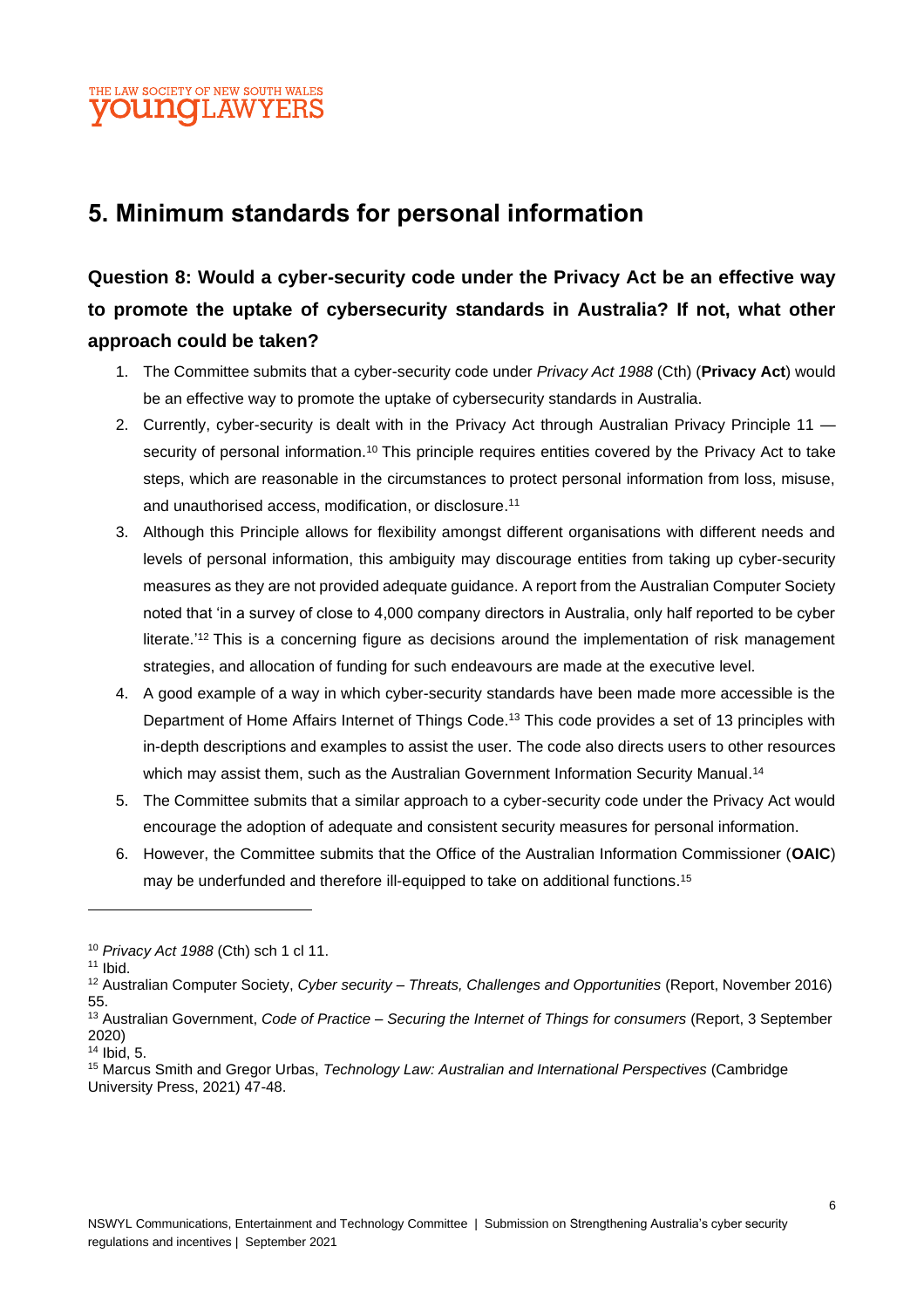# 5. Minimum standards for personal information

## Question 8: Would a cyber-security code under the Privacy Act be an effective way to promote the uptake of cybersecurity standards in Australia? If not, what other approach could be taken?

1. The Committee submits that a cyber-security code under *Privacy Act 1988* (Cth) (**Privacy Act**) would be an effective way to promote the uptake of cybersecurity standards in Australia.
2. Currently, cyber-security is dealt with in the Privacy Act through Australian Privacy Principle 11 — security of personal information.[10] This principle requires entities covered by the Privacy Act to take steps, which are reasonable in the circumstances to protect personal information from loss, misuse, and unauthorised access, modification, or disclosure.[11]
3. Although this Principle allows for flexibility amongst different organisations with different needs and levels of personal information, this ambiguity may discourage entities from taking up cyber-security measures as they are not provided adequate guidance. A report from the Australian Computer Society noted that 'in a survey of close to 4,000 company directors in Australia, only half reported to be cyber literate.'[12] This is a concerning figure as decisions around the implementation of risk management strategies, and allocation of funding for such endeavours are made at the executive level.
4. A good example of a way in which cyber-security standards have been made more accessible is the Department of Home Affairs Internet of Things Code.[13] This code provides a set of 13 principles with in-depth descriptions and examples to assist the user. The code also directs users to other resources which may assist them, such as the Australian Government Information Security Manual.[14]
5. The Committee submits that a similar approach to a cyber-security code under the Privacy Act would encourage the adoption of adequate and consistent security measures for personal information.
6. However, the Committee submits that the Office of the Australian Information Commissioner (**OAIC**) may be underfunded and therefore ill-equipped to take on additional functions.[15]

---

[10] *Privacy Act 1988* (Cth) sch 1 cl 11.

[11] Ibid.

[12] Australian Computer Society, *Cyber security – Threats, Challenges and Opportunities* (Report, November 2016) 55.

[13] Australian Government, *Code of Practice – Securing the Internet of Things for consumers* (Report, 3 September 2020)

[14] Ibid, 5.

[15] Marcus Smith and Gregor Urbas, *Technology Law: Australian and International Perspectives* (Cambridge University Press, 2021) 47-48.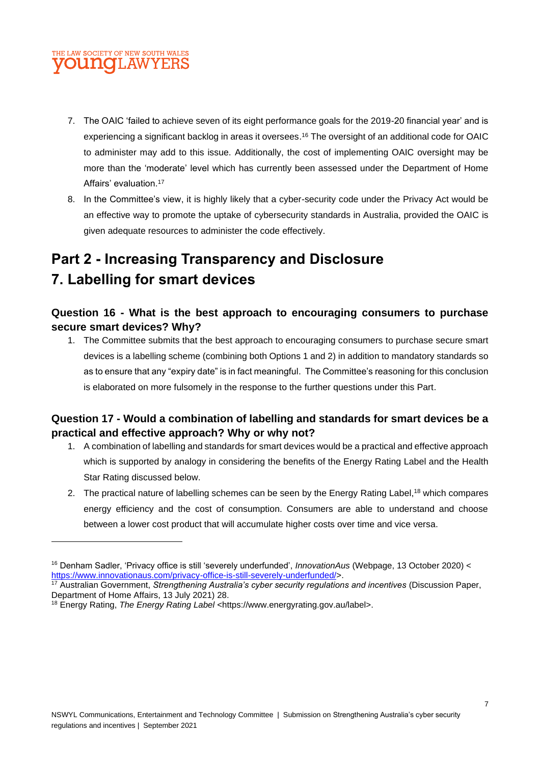7. The OAIC 'failed to achieve seven of its eight performance goals for the 2019-20 financial year' and is experiencing a significant backlog in areas it oversees.[16] The oversight of an additional code for OAIC to administer may add to this issue. Additionally, the cost of implementing OAIC oversight may be more than the 'moderate' level which has currently been assessed under the Department of Home Affairs' evaluation.[17]
8. In the Committee's view, it is highly likely that a cyber-security code under the Privacy Act would be an effective way to promote the uptake of cybersecurity standards in Australia, provided the OAIC is given adequate resources to administer the code effectively.

# Part 2 - Increasing Transparency and Disclosure

# 7. Labelling for smart devices

### Question 16 - What is the best approach to encouraging consumers to purchase secure smart devices? Why?

1. The Committee submits that the best approach to encouraging consumers to purchase secure smart devices is a labelling scheme (combining both Options 1 and 2) in addition to mandatory standards so as to ensure that any "expiry date" is in fact meaningful. The Committee's reasoning for this conclusion is elaborated on more fulsomely in the response to the further questions under this Part.

### Question 17 - Would a combination of labelling and standards for smart devices be a practical and effective approach? Why or why not?

1. A combination of labelling and standards for smart devices would be a practical and effective approach which is supported by analogy in considering the benefits of the Energy Rating Label and the Health Star Rating discussed below.
2. The practical nature of labelling schemes can be seen by the Energy Rating Label,[18] which compares energy efficiency and the cost of consumption. Consumers are able to understand and choose between a lower cost product that will accumulate higher costs over time and vice versa.

---

[16] Denham Sadler, 'Privacy office is still 'severely underfunded', *InnovationAus* (Webpage, 13 October 2020) < https://www.innovationaus.com/privacy-office-is-still-severely-underfunded/>.

[17] Australian Government, *Strengthening Australia's cyber security regulations and incentives* (Discussion Paper, Department of Home Affairs, 13 July 2021) 28.

[18] Energy Rating, *The Energy Rating Label* <https://www.energyrating.gov.au/label>.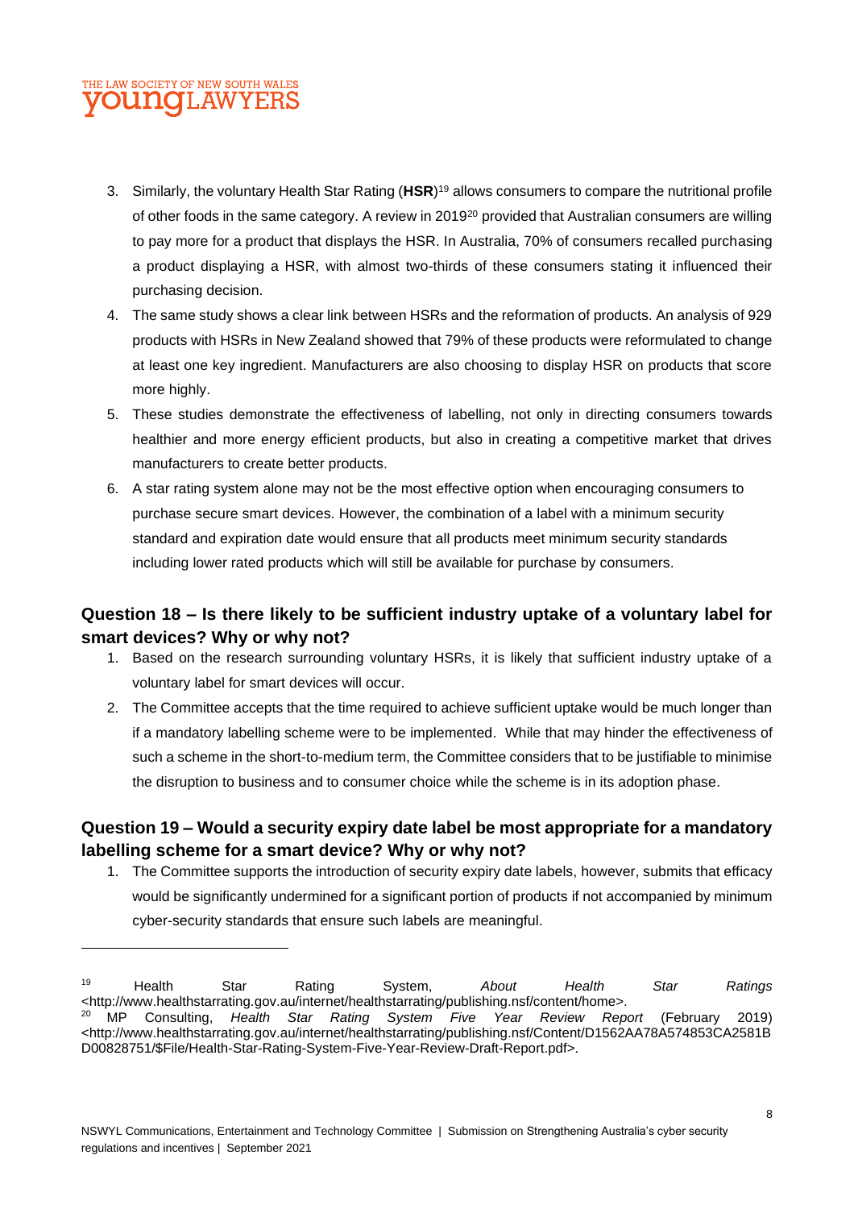3. Similarly, the voluntary Health Star Rating (**HSR**)[19] allows consumers to compare the nutritional profile of other foods in the same category. A review in 2019[20] provided that Australian consumers are willing to pay more for a product that displays the HSR. In Australia, 70% of consumers recalled purchasing a product displaying a HSR, with almost two-thirds of these consumers stating it influenced their purchasing decision.
4. The same study shows a clear link between HSRs and the reformation of products. An analysis of 929 products with HSRs in New Zealand showed that 79% of these products were reformulated to change at least one key ingredient. Manufacturers are also choosing to display HSR on products that score more highly.
5. These studies demonstrate the effectiveness of labelling, not only in directing consumers towards healthier and more energy efficient products, but also in creating a competitive market that drives manufacturers to create better products.
6. A star rating system alone may not be the most effective option when encouraging consumers to purchase secure smart devices. However, the combination of a label with a minimum security standard and expiration date would ensure that all products meet minimum security standards including lower rated products which will still be available for purchase by consumers.

## Question 18 – Is there likely to be sufficient industry uptake of a voluntary label for smart devices? Why or why not?

1. Based on the research surrounding voluntary HSRs, it is likely that sufficient industry uptake of a voluntary label for smart devices will occur.
2. The Committee accepts that the time required to achieve sufficient uptake would be much longer than if a mandatory labelling scheme were to be implemented. While that may hinder the effectiveness of such a scheme in the short-to-medium term, the Committee considers that to be justifiable to minimise the disruption to business and to consumer choice while the scheme is in its adoption phase.

## Question 19 – Would a security expiry date label be most appropriate for a mandatory labelling scheme for a smart device? Why or why not?

1. The Committee supports the introduction of security expiry date labels, however, submits that efficacy would be significantly undermined for a significant portion of products if not accompanied by minimum cyber-security standards that ensure such labels are meaningful.

---

[19] Health Star Rating System, *About Health Star Ratings* <http://www.healthstarrating.gov.au/internet/healthstarrating/publishing.nsf/content/home>.

[20] MP Consulting, *Health Star Rating System Five Year Review Report* (February 2019) <http://www.healthstarrating.gov.au/internet/healthstarrating/publishing.nsf/Content/D1562AA78A574853CA2581BD00828751/$File/Health-Star-Rating-System-Five-Year-Review-Draft-Report.pdf>.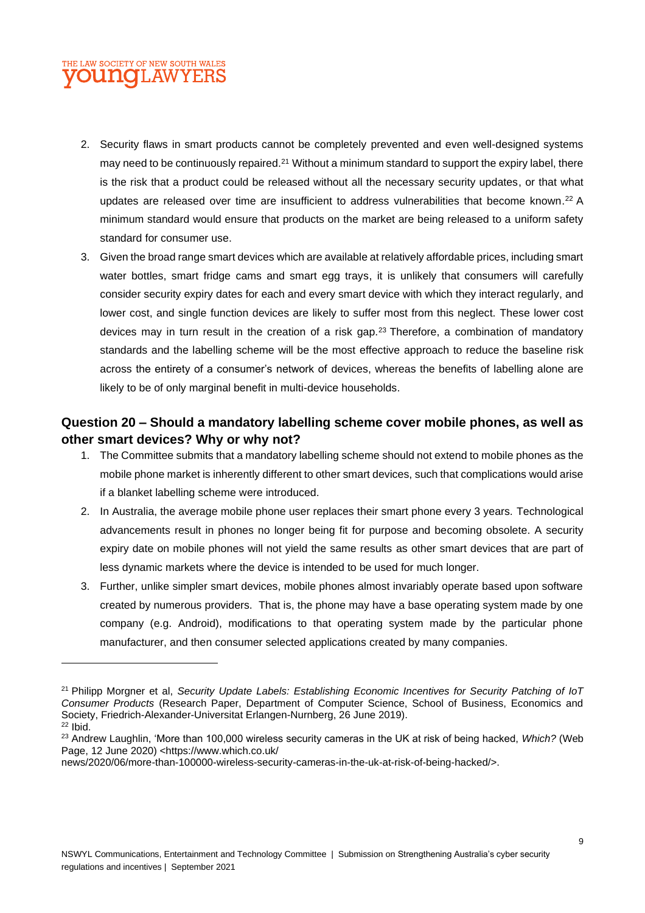2. Security flaws in smart products cannot be completely prevented and even well-designed systems may need to be continuously repaired.[21] Without a minimum standard to support the expiry label, there is the risk that a product could be released without all the necessary security updates, or that what updates are released over time are insufficient to address vulnerabilities that become known.[22] A minimum standard would ensure that products on the market are being released to a uniform safety standard for consumer use.
3. Given the broad range smart devices which are available at relatively affordable prices, including smart water bottles, smart fridge cams and smart egg trays, it is unlikely that consumers will carefully consider security expiry dates for each and every smart device with which they interact regularly, and lower cost, and single function devices are likely to suffer most from this neglect. These lower cost devices may in turn result in the creation of a risk gap.[23] Therefore, a combination of mandatory standards and the labelling scheme will be the most effective approach to reduce the baseline risk across the entirety of a consumer's network of devices, whereas the benefits of labelling alone are likely to be of only marginal benefit in multi-device households.

## Question 20 – Should a mandatory labelling scheme cover mobile phones, as well as other smart devices? Why or why not?

1. The Committee submits that a mandatory labelling scheme should not extend to mobile phones as the mobile phone market is inherently different to other smart devices, such that complications would arise if a blanket labelling scheme were introduced.
2. In Australia, the average mobile phone user replaces their smart phone every 3 years. Technological advancements result in phones no longer being fit for purpose and becoming obsolete. A security expiry date on mobile phones will not yield the same results as other smart devices that are part of less dynamic markets where the device is intended to be used for much longer.
3. Further, unlike simpler smart devices, mobile phones almost invariably operate based upon software created by numerous providers. That is, the phone may have a base operating system made by one company (e.g. Android), modifications to that operating system made by the particular phone manufacturer, and then consumer selected applications created by many companies.

---

[21] Philipp Morgner et al, *Security Update Labels: Establishing Economic Incentives for Security Patching of IoT Consumer Products* (Research Paper, Department of Computer Science, School of Business, Economics and Society, Friedrich-Alexander-Universitat Erlangen-Nurnberg, 26 June 2019).

[22] Ibid.

[23] Andrew Laughlin, 'More than 100,000 wireless security cameras in the UK at risk of being hacked, *Which?* (Web Page, 12 June 2020) <https://www.which.co.uk/news/2020/06/more-than-100000-wireless-security-cameras-in-the-uk-at-risk-of-being-hacked/>.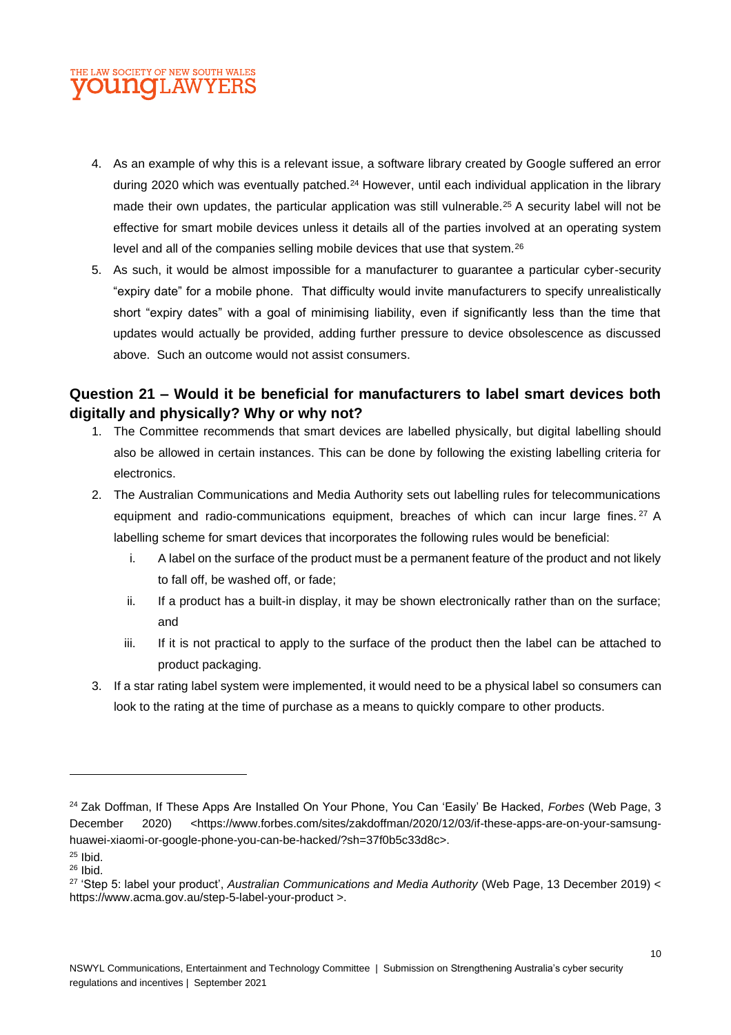4. As an example of why this is a relevant issue, a software library created by Google suffered an error during 2020 which was eventually patched.[24] However, until each individual application in the library made their own updates, the particular application was still vulnerable.[25] A security label will not be effective for smart mobile devices unless it details all of the parties involved at an operating system level and all of the companies selling mobile devices that use that system.[26]

5. As such, it would be almost impossible for a manufacturer to guarantee a particular cyber-security "expiry date" for a mobile phone. That difficulty would invite manufacturers to specify unrealistically short "expiry dates" with a goal of minimising liability, even if significantly less than the time that updates would actually be provided, adding further pressure to device obsolescence as discussed above. Such an outcome would not assist consumers.

## Question 21 – Would it be beneficial for manufacturers to label smart devices both digitally and physically? Why or why not?

1. The Committee recommends that smart devices are labelled physically, but digital labelling should also be allowed in certain instances. This can be done by following the existing labelling criteria for electronics.

2. The Australian Communications and Media Authority sets out labelling rules for telecommunications equipment and radio-communications equipment, breaches of which can incur large fines.[27] A labelling scheme for smart devices that incorporates the following rules would be beneficial:

   i. A label on the surface of the product must be a permanent feature of the product and not likely to fall off, be washed off, or fade;

   ii. If a product has a built-in display, it may be shown electronically rather than on the surface; and

   iii. If it is not practical to apply to the surface of the product then the label can be attached to product packaging.

3. If a star rating label system were implemented, it would need to be a physical label so consumers can look to the rating at the time of purchase as a means to quickly compare to other products.

---

[24] Zak Doffman, If These Apps Are Installed On Your Phone, You Can 'Easily' Be Hacked, *Forbes* (Web Page, 3 December 2020) <https://www.forbes.com/sites/zakdoffman/2020/12/03/if-these-apps-are-on-your-samsung-huawei-xiaomi-or-google-phone-you-can-be-hacked/?sh=37f0b5c33d8c>.

[25] Ibid.

[26] Ibid.

[27] 'Step 5: label your product', *Australian Communications and Media Authority* (Web Page, 13 December 2019) < https://www.acma.gov.au/step-5-label-your-product >.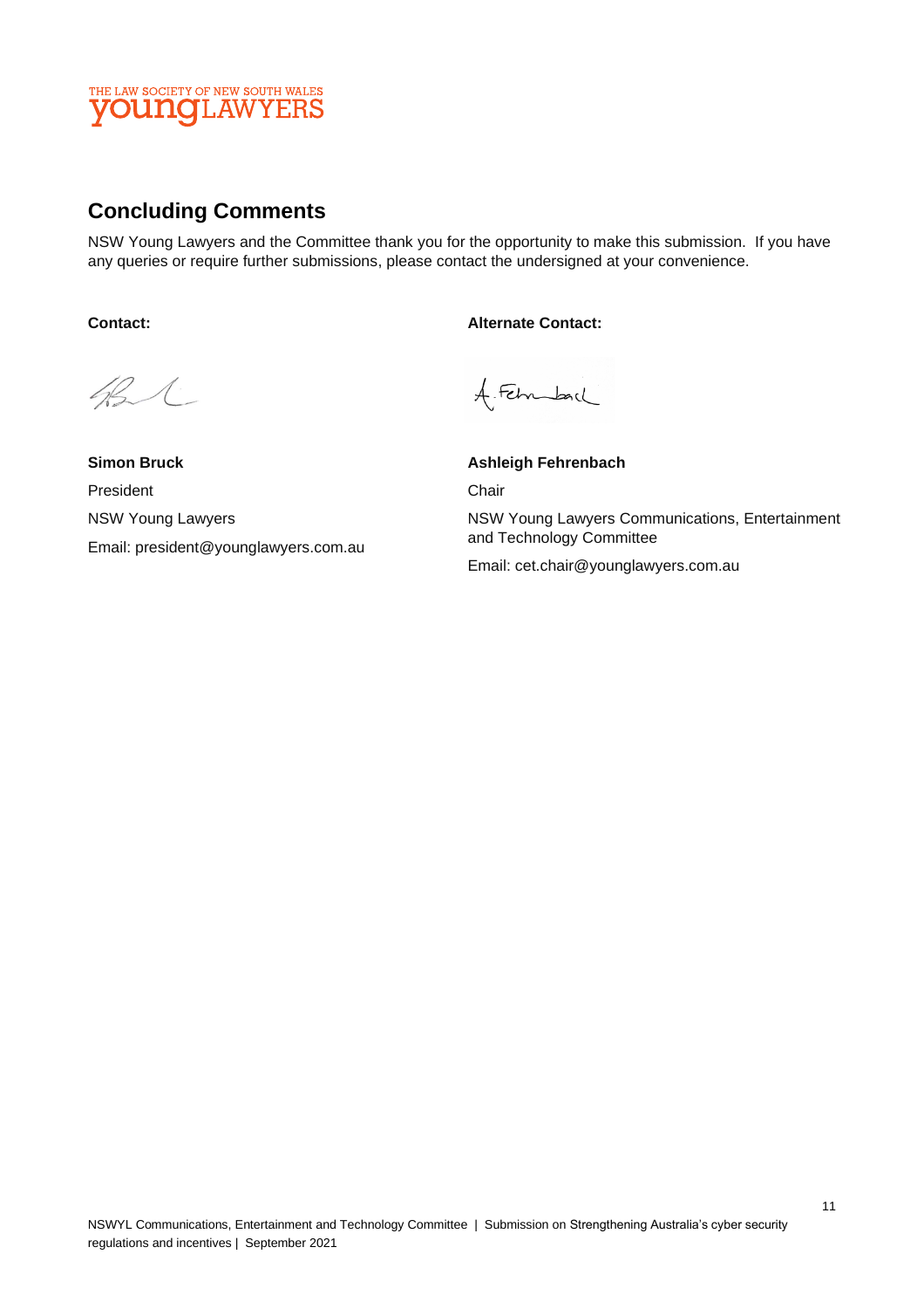## Concluding Comments

NSW Young Lawyers and the Committee thank you for the opportunity to make this submission. If you have any queries or require further submissions, please contact the undersigned at your convenience.

**Contact:**

**Simon Bruck**

President

NSW Young Lawyers

Email: president@younglawyers.com.au

**Alternate Contact:**

**Ashleigh Fehrenbach**

Chair

NSW Young Lawyers Communications, Entertainment and Technology Committee

Email: cet.chair@younglawyers.com.au